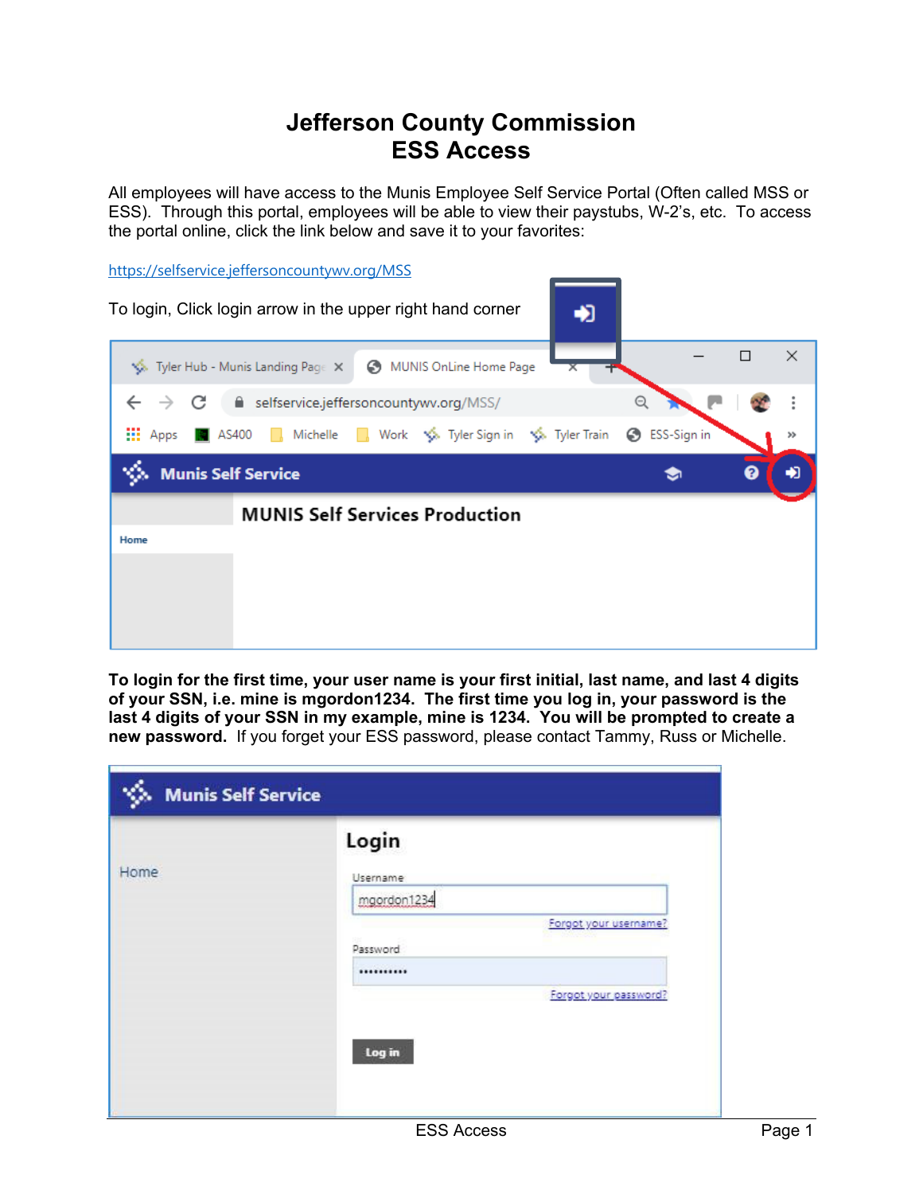# Jefferson County Commission
# ESS Access

All employees will have access to the Munis Employee Self Service Portal (Often called MSS or ESS). Through this portal, employees will be able to view their paystubs, W-2's, etc. To access the portal online, click the link below and save it to your favorites:

https://selfservice.jeffersoncountywv.org/MSS

To login, Click login arrow in the upper right hand corner

**To login for the first time, your user name is your first initial, last name, and last 4 digits of your SSN, i.e. mine is mgordon1234. The first time you log in, your password is the last 4 digits of your SSN in my example, mine is 1234. You will be prompted to create a new password.** If you forget your ESS password, please contact Tammy, Russ or Michelle.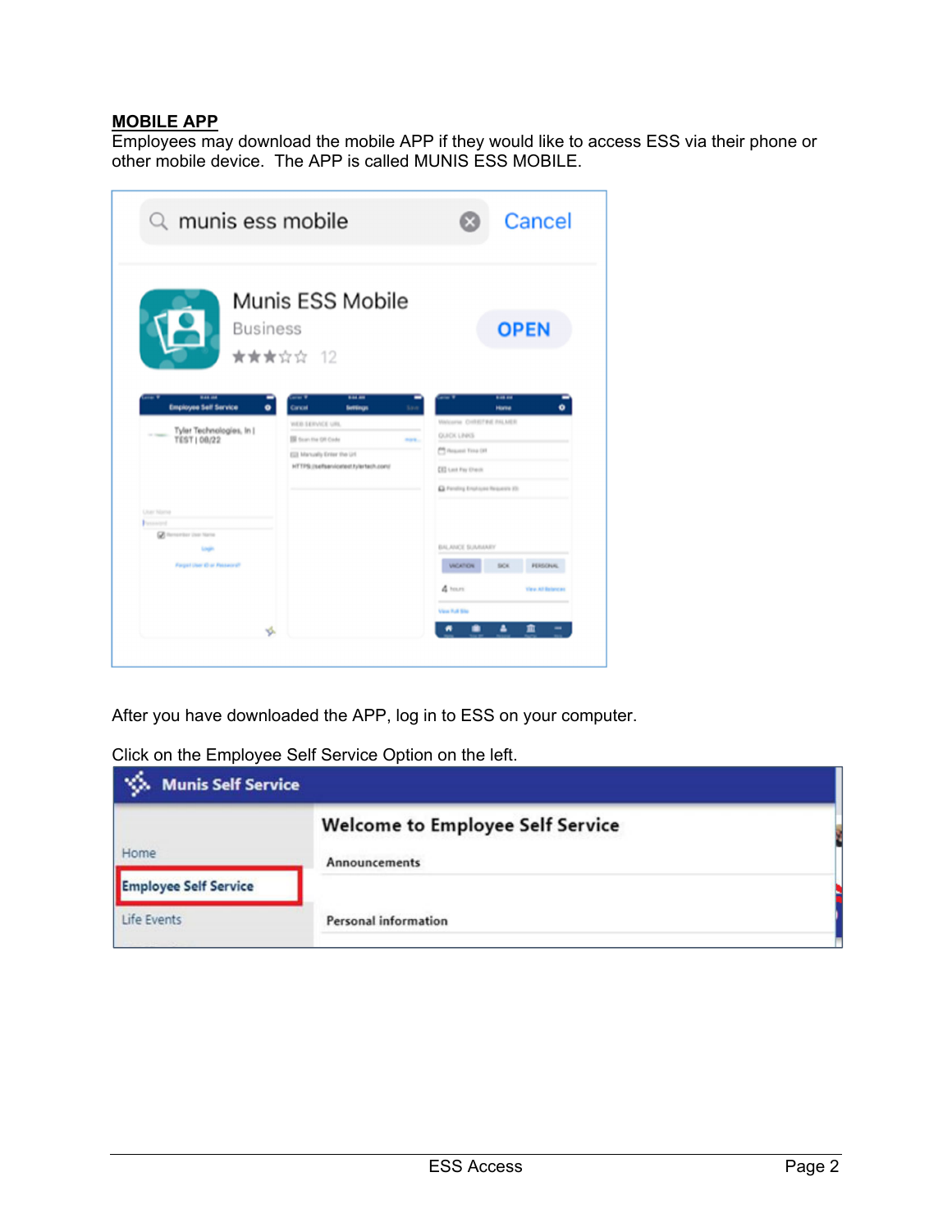**MOBILE APP**

Employees may download the mobile APP if they would like to access ESS via their phone or other mobile device. The APP is called MUNIS ESS MOBILE.

After you have downloaded the APP, log in to ESS on your computer.

Click on the Employee Self Service Option on the left.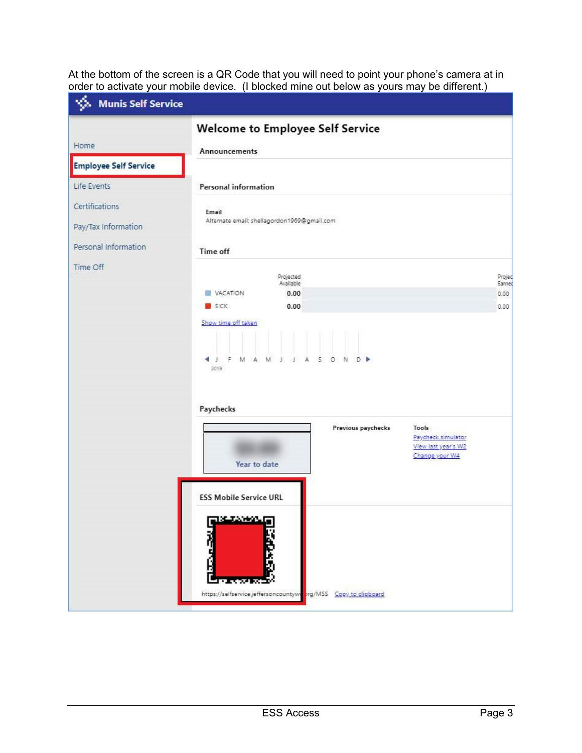At the bottom of the screen is a QR Code that you will need to point your phone's camera at in order to activate your mobile device. (I blocked mine out below as yours may be different.)

**Munis Self Service**

- Home
- **Employee Self Service**
- Life Events
- Certifications
- Pay/Tax Information
- Personal Information
- Time Off

## Welcome to Employee Self Service

### Announcements

### Personal information

**Email**
Alternate email: shellagordon1969@gmail.com

### Time off

| | Projected Available | Projec Earned |
|---|---|---|
| VACATION | 0.00 | 0.00 |
| SICK | 0.00 | 0.00 |

Show time off taken

J F M A M J J A S O N D
2019

### Paychecks

Year to date

**Previous paychecks**

**Tools**
- Paycheck simulator
- View last year's W2
- Change your W4

### ESS Mobile Service URL

https://selfservice.jeffersoncountyw...rg/MSS Copy to clipboard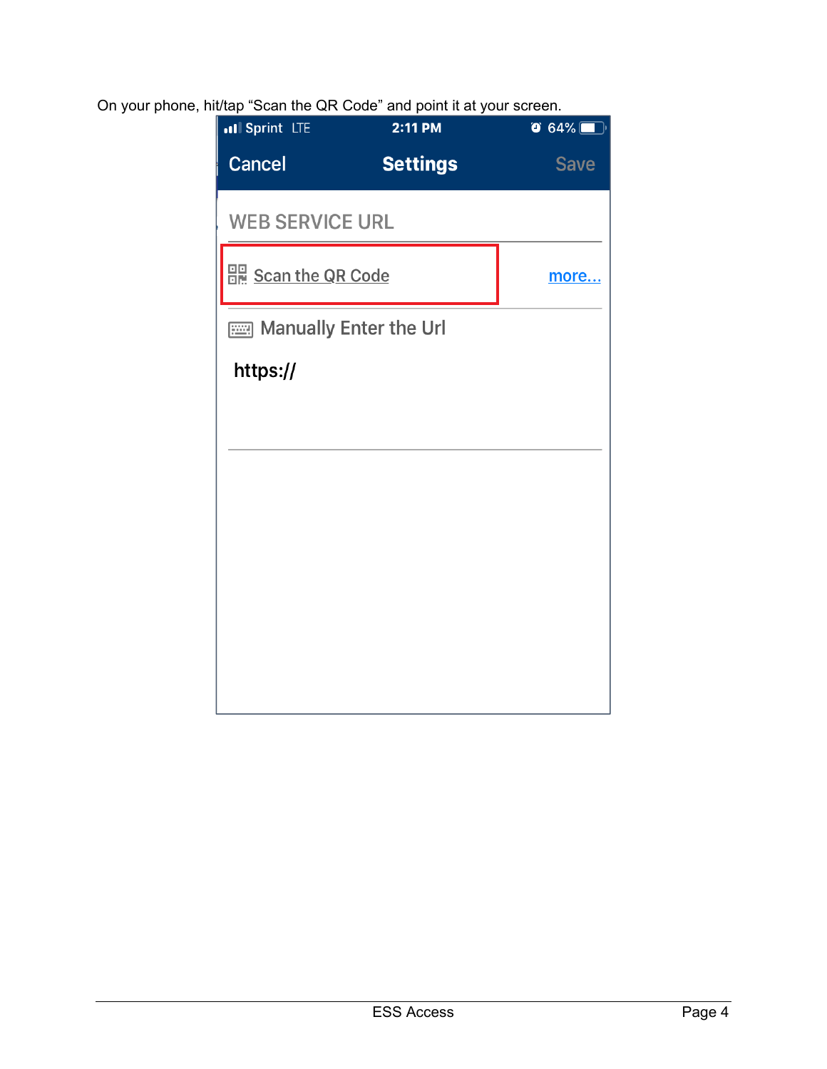On your phone, hit/tap "Scan the QR Code" and point it at your screen.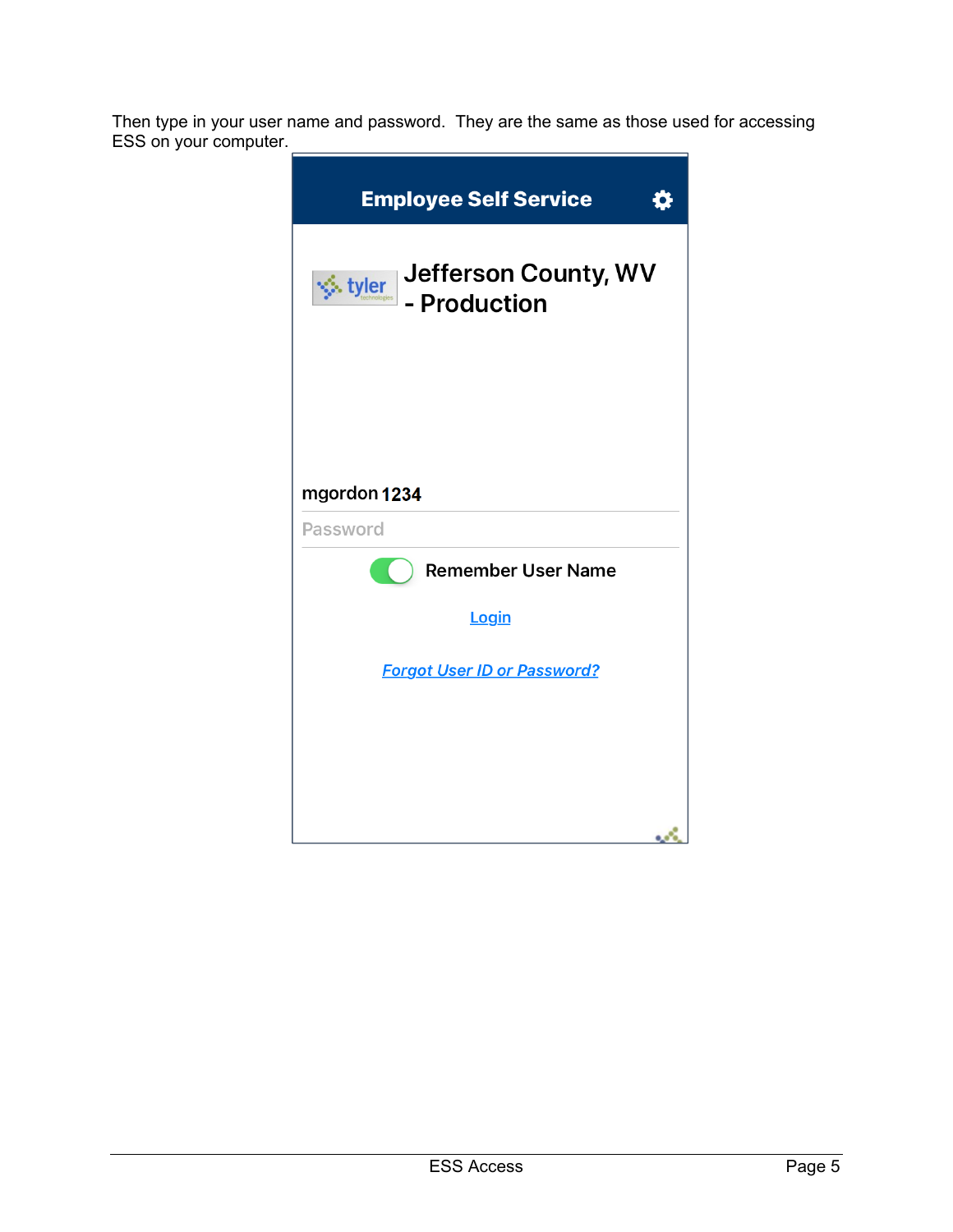Then type in your user name and password. They are the same as those used for accessing ESS on your computer.

**Employee Self Service**

Jefferson County, WV - Production

mgordon 1234

Password

Remember User Name

Login

*Forgot User ID or Password?*